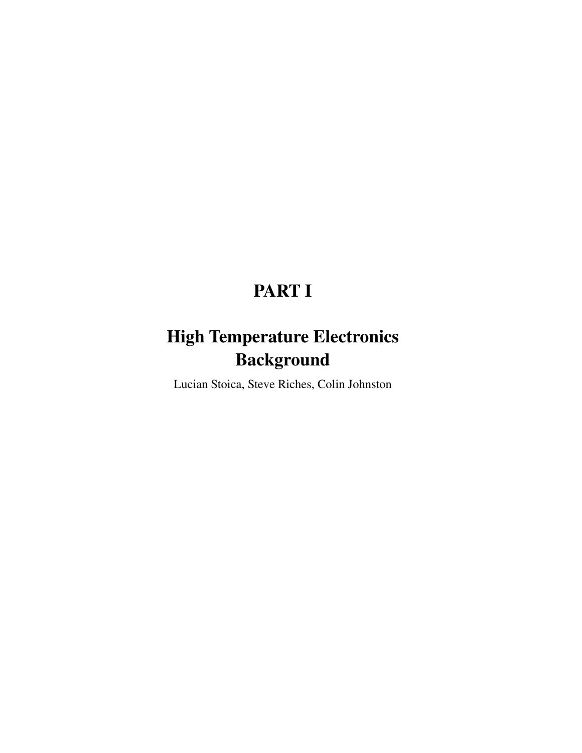# PART I

# High Temperature Electronics Background

Lucian Stoica, Steve Riches, Colin Johnston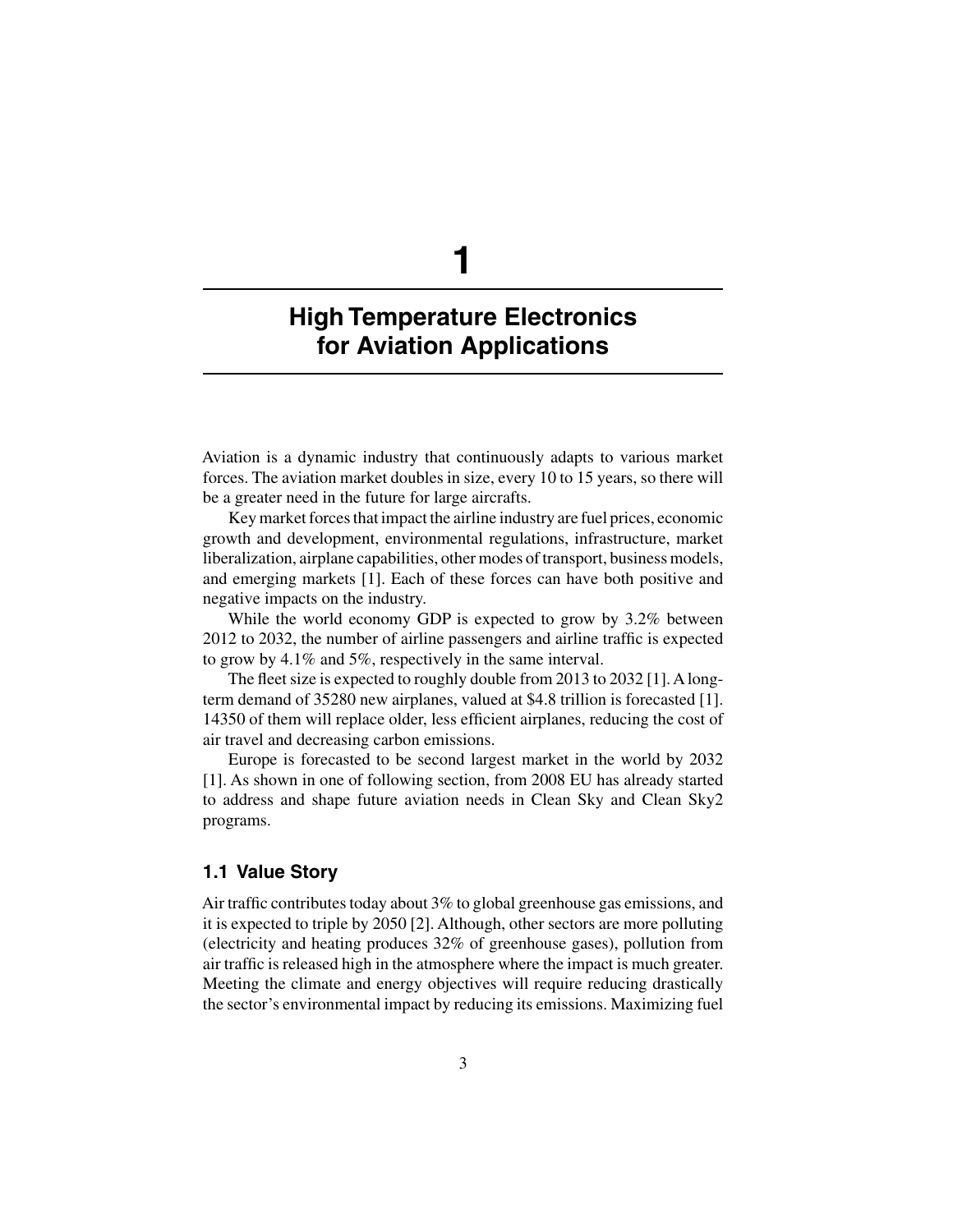# 1

# High Temperature Electronics for Aviation Applications

Aviation is a dynamic industry that continuously adapts to various market forces. The aviation market doubles in size, every 10 to 15 years, so there will be a greater need in the future for large aircrafts.

Key market forces that impact the airline industry are fuel prices, economic growth and development, environmental regulations, infrastructure, market liberalization, airplane capabilities, other modes of transport, business models, and emerging markets [1]. Each of these forces can have both positive and negative impacts on the industry.

While the world economy GDP is expected to grow by 3.2% between 2012 to 2032, the number of airline passengers and airline traffic is expected to grow by 4.1% and 5%, respectively in the same interval.

The fleet size is expected to roughly double from 2013 to 2032 [1]. A long-term demand of 35280 new airplanes, valued at $4.8 trillion is forecasted [1]. 14350 of them will replace older, less efficient airplanes, reducing the cost of air travel and decreasing carbon emissions.

Europe is forecasted to be second largest market in the world by 2032 [1]. As shown in one of following section, from 2008 EU has already started to address and shape future aviation needs in Clean Sky and Clean Sky2 programs.

## 1.1 Value Story

Air traffic contributes today about 3% to global greenhouse gas emissions, and it is expected to triple by 2050 [2]. Although, other sectors are more polluting (electricity and heating produces 32% of greenhouse gases), pollution from air traffic is released high in the atmosphere where the impact is much greater. Meeting the climate and energy objectives will require reducing drastically the sector's environmental impact by reducing its emissions. Maximizing fuel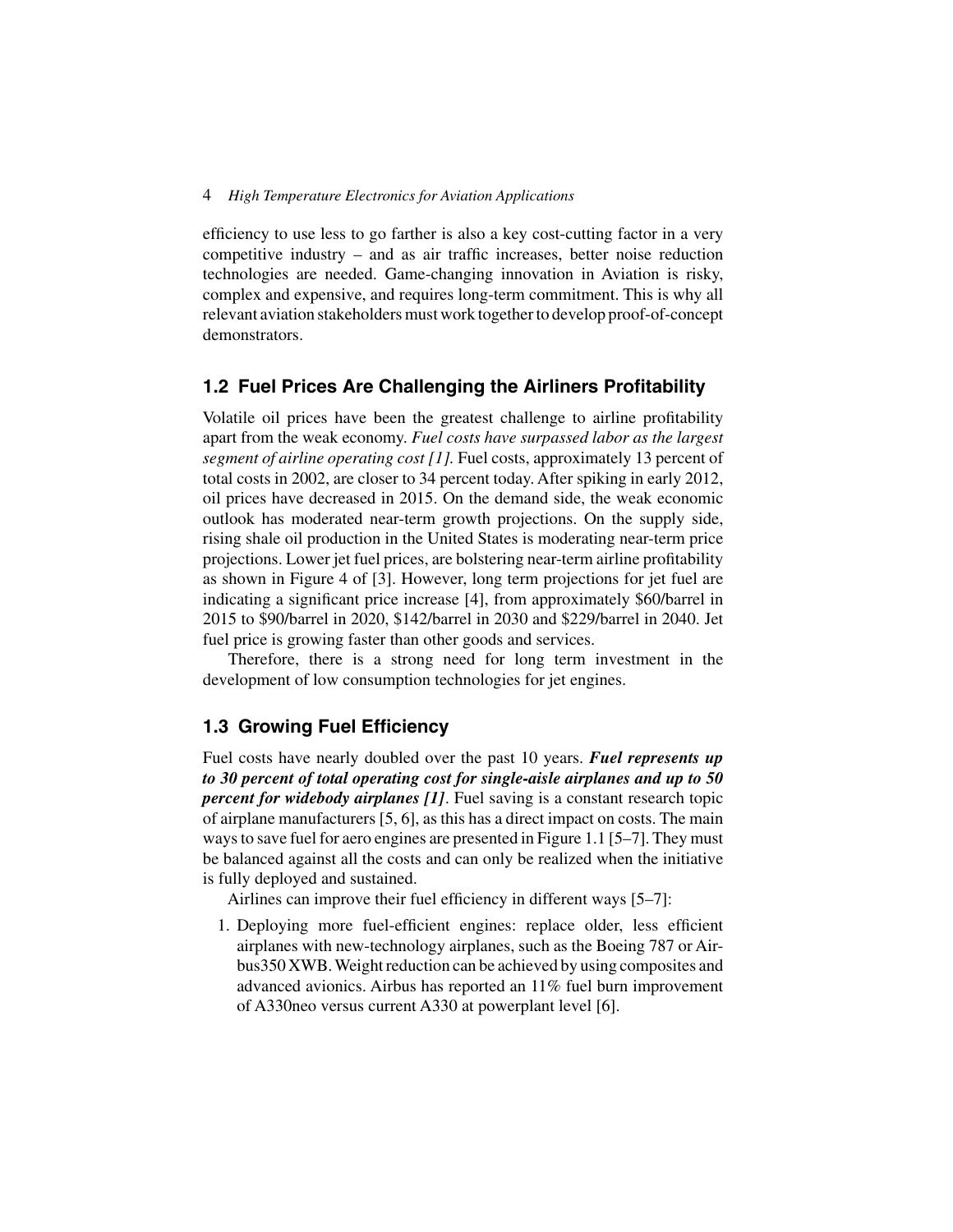efficiency to use less to go farther is also a key cost-cutting factor in a very competitive industry – and as air traffic increases, better noise reduction technologies are needed. Game-changing innovation in Aviation is risky, complex and expensive, and requires long-term commitment. This is why all relevant aviation stakeholders must work together to develop proof-of-concept demonstrators.

## 1.2 Fuel Prices Are Challenging the Airliners Profitability

Volatile oil prices have been the greatest challenge to airline profitability apart from the weak economy. *Fuel costs have surpassed labor as the largest segment of airline operating cost [1].* Fuel costs, approximately 13 percent of total costs in 2002, are closer to 34 percent today. After spiking in early 2012, oil prices have decreased in 2015. On the demand side, the weak economic outlook has moderated near-term growth projections. On the supply side, rising shale oil production in the United States is moderating near-term price projections. Lower jet fuel prices, are bolstering near-term airline profitability as shown in Figure 4 of [3]. However, long term projections for jet fuel are indicating a significant price increase [4], from approximately $60/barrel in 2015 to $90/barrel in 2020, $142/barrel in 2030 and $229/barrel in 2040. Jet fuel price is growing faster than other goods and services.

Therefore, there is a strong need for long term investment in the development of low consumption technologies for jet engines.

## 1.3 Growing Fuel Efficiency

Fuel costs have nearly doubled over the past 10 years. ***Fuel represents up to 30 percent of total operating cost for single-aisle airplanes and up to 50 percent for widebody airplanes [1]***. Fuel saving is a constant research topic of airplane manufacturers [5, 6], as this has a direct impact on costs. The main ways to save fuel for aero engines are presented in Figure 1.1 [5–7]. They must be balanced against all the costs and can only be realized when the initiative is fully deployed and sustained.

Airlines can improve their fuel efficiency in different ways [5–7]:

1. Deploying more fuel-efficient engines: replace older, less efficient airplanes with new-technology airplanes, such as the Boeing 787 or Airbus350 XWB. Weight reduction can be achieved by using composites and advanced avionics. Airbus has reported an 11% fuel burn improvement of A330neo versus current A330 at powerplant level [6].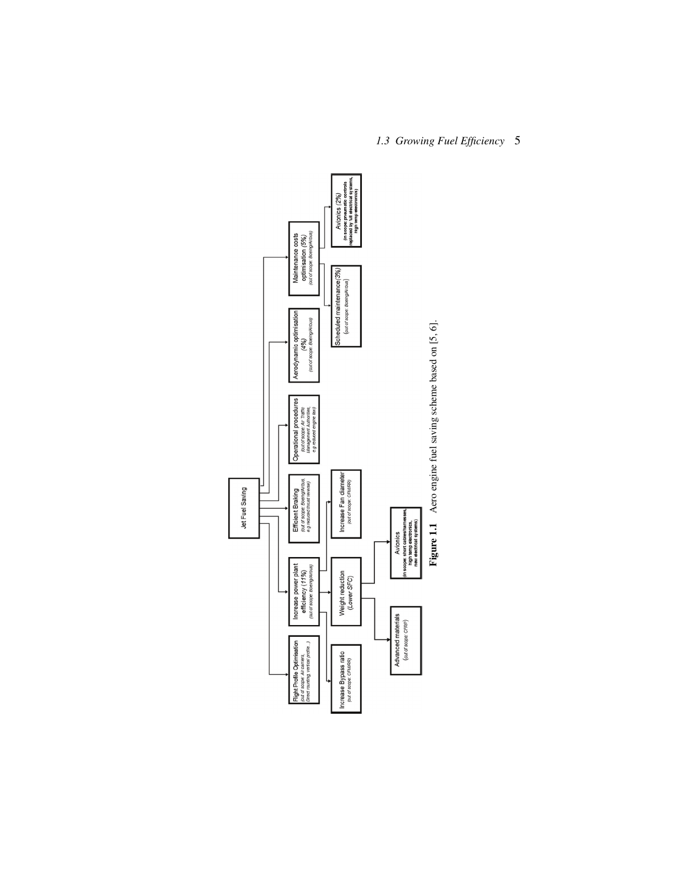Jet Fuel Saving

- Flight Profile Optimisation (out of scope: Air carriers, Direct routing, vertical profile…)
- Increase power plant efficiency (11%) (out of scope: Boeing/Airbus)
  - Increase Bypass ratio (out of scope: CFM/RR)
  - Weight reduction (Lower SFC)
    - Advanced materials (out of scope: CFRP)
    - Avionics (in scope: short cables/harnesses, high temp electronics, new electrical systems)
  - Increase Fan diameter (out of scope: CFM/RR)
- Efficient Braking (out of scope: Boeing/Airbus, e.g reduced thrust reverse)
- Operational procedures (out of scope: Air Traffic Management Authorities, e.g reduced engine taxi)
- Aerodynamic optimisation (4%) (out of scope: Boeing/Airbus)
- Maintenance costs optimisation (5%) (out of scope: Boeing/Airbus)
  - Scheduled maintenance (3%) (out of scope: Boeing/Airbus)
  - Avionics (2%) (in scope: pneumatic controls replaced by full electrical systems, high temp electronics)

**Figure 1.1** Aero engine fuel saving scheme based on [5, 6].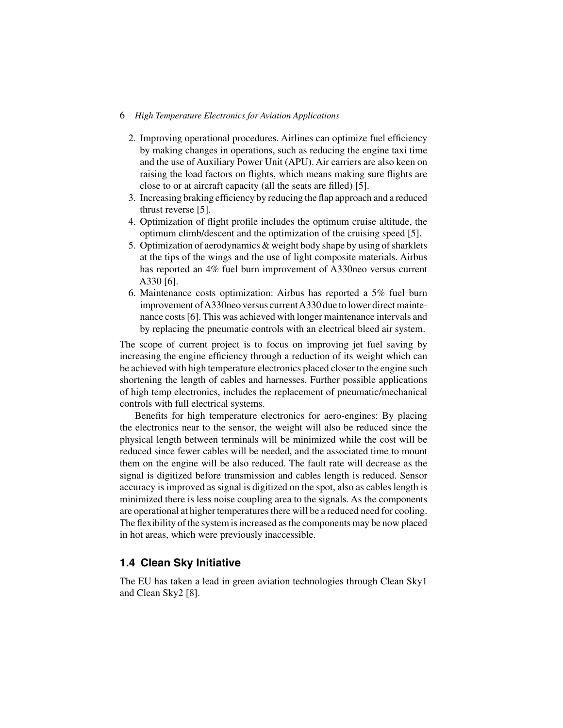2. Improving operational procedures. Airlines can optimize fuel efficiency by making changes in operations, such as reducing the engine taxi time and the use of Auxiliary Power Unit (APU). Air carriers are also keen on raising the load factors on flights, which means making sure flights are close to or at aircraft capacity (all the seats are filled) [5].
3. Increasing braking efficiency by reducing the flap approach and a reduced thrust reverse [5].
4. Optimization of flight profile includes the optimum cruise altitude, the optimum climb/descent and the optimization of the cruising speed [5].
5. Optimization of aerodynamics & weight body shape by using of sharklets at the tips of the wings and the use of light composite materials. Airbus has reported an 4% fuel burn improvement of A330neo versus current A330 [6].
6. Maintenance costs optimization: Airbus has reported a 5% fuel burn improvement of A330neo versus current A330 due to lower direct maintenance costs [6]. This was achieved with longer maintenance intervals and by replacing the pneumatic controls with an electrical bleed air system.

The scope of current project is to focus on improving jet fuel saving by increasing the engine efficiency through a reduction of its weight which can be achieved with high temperature electronics placed closer to the engine such shortening the length of cables and harnesses. Further possible applications of high temp electronics, includes the replacement of pneumatic/mechanical controls with full electrical systems.

Benefits for high temperature electronics for aero-engines: By placing the electronics near to the sensor, the weight will also be reduced since the physical length between terminals will be minimized while the cost will be reduced since fewer cables will be needed, and the associated time to mount them on the engine will be also reduced. The fault rate will decrease as the signal is digitized before transmission and cables length is reduced. Sensor accuracy is improved as signal is digitized on the spot, also as cables length is minimized there is less noise coupling area to the signals. As the components are operational at higher temperatures there will be a reduced need for cooling. The flexibility of the system is increased as the components may be now placed in hot areas, which were previously inaccessible.

## 1.4 Clean Sky Initiative

The EU has taken a lead in green aviation technologies through Clean Sky1 and Clean Sky2 [8].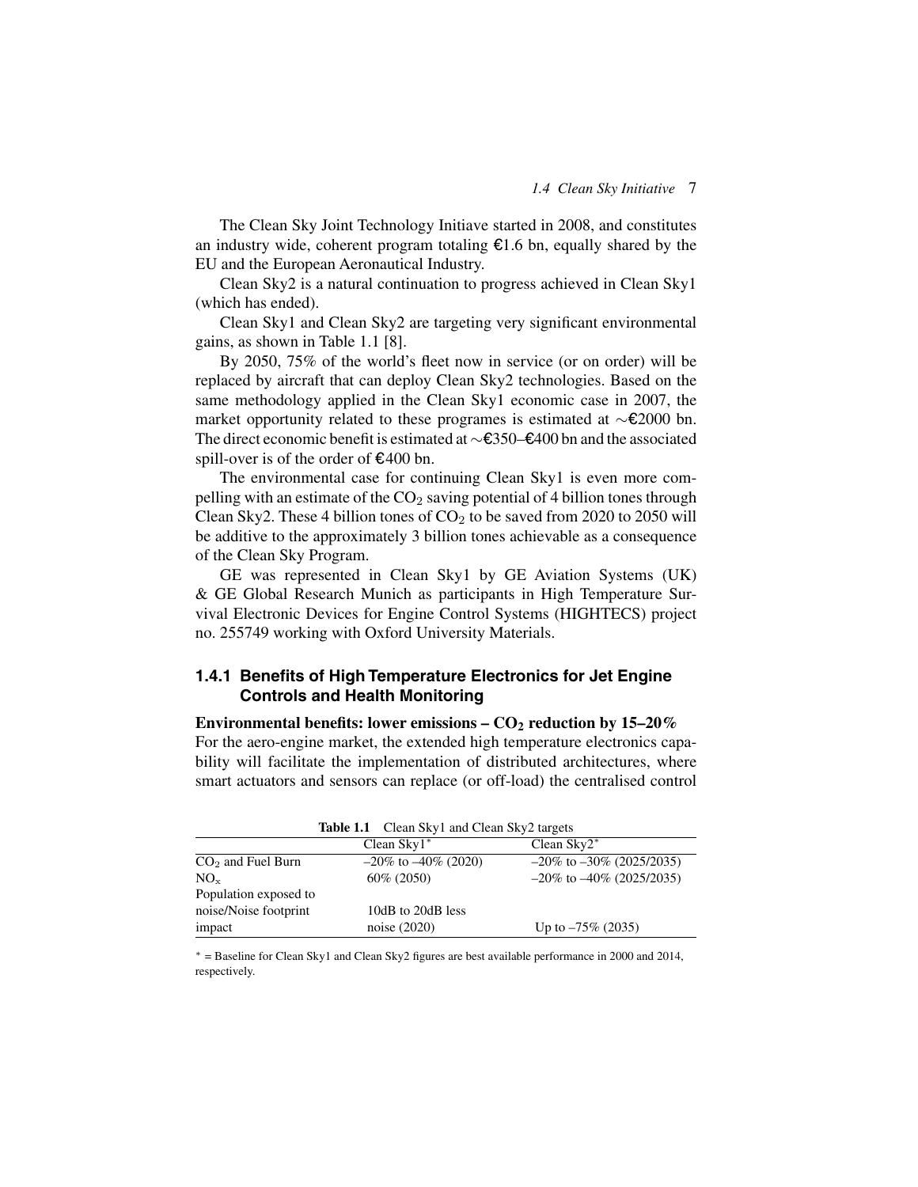The Clean Sky Joint Technology Initiave started in 2008, and constitutes an industry wide, coherent program totaling €1.6 bn, equally shared by the EU and the European Aeronautical Industry.

Clean Sky2 is a natural continuation to progress achieved in Clean Sky1 (which has ended).

Clean Sky1 and Clean Sky2 are targeting very significant environmental gains, as shown in Table 1.1 [8].

By 2050, 75% of the world's fleet now in service (or on order) will be replaced by aircraft that can deploy Clean Sky2 technologies. Based on the same methodology applied in the Clean Sky1 economic case in 2007, the market opportunity related to these programes is estimated at ∼€2000 bn. The direct economic benefit is estimated at ∼€350–€400 bn and the associated spill-over is of the order of €400 bn.

The environmental case for continuing Clean Sky1 is even more compelling with an estimate of the $CO_2$ saving potential of 4 billion tones through Clean Sky2. These 4 billion tones of $CO_2$ to be saved from 2020 to 2050 will be additive to the approximately 3 billion tones achievable as a consequence of the Clean Sky Program.

GE was represented in Clean Sky1 by GE Aviation Systems (UK) & GE Global Research Munich as participants in High Temperature Survival Electronic Devices for Engine Control Systems (HIGHTECS) project no. 255749 working with Oxford University Materials.

### 1.4.1 Benefits of High Temperature Electronics for Jet Engine Controls and Health Monitoring

**Environmental benefits: lower emissions – $CO_2$ reduction by 15–20%**
For the aero-engine market, the extended high temperature electronics capability will facilitate the implementation of distributed architectures, where smart actuators and sensors can replace (or off-load) the centralised control

**Table 1.1** Clean Sky1 and Clean Sky2 targets

| | Clean Sky1* | Clean Sky2* |
|---|---|---|
| $CO_2$ and Fuel Burn | –20% to –40% (2020) | –20% to –30% (2025/2035) |
| $NO_x$ | 60% (2050) | –20% to –40% (2025/2035) |
| Population exposed to noise/Noise footprint impact | 10dB to 20dB less noise (2020) | Up to –75% (2035) |

* = Baseline for Clean Sky1 and Clean Sky2 figures are best available performance in 2000 and 2014, respectively.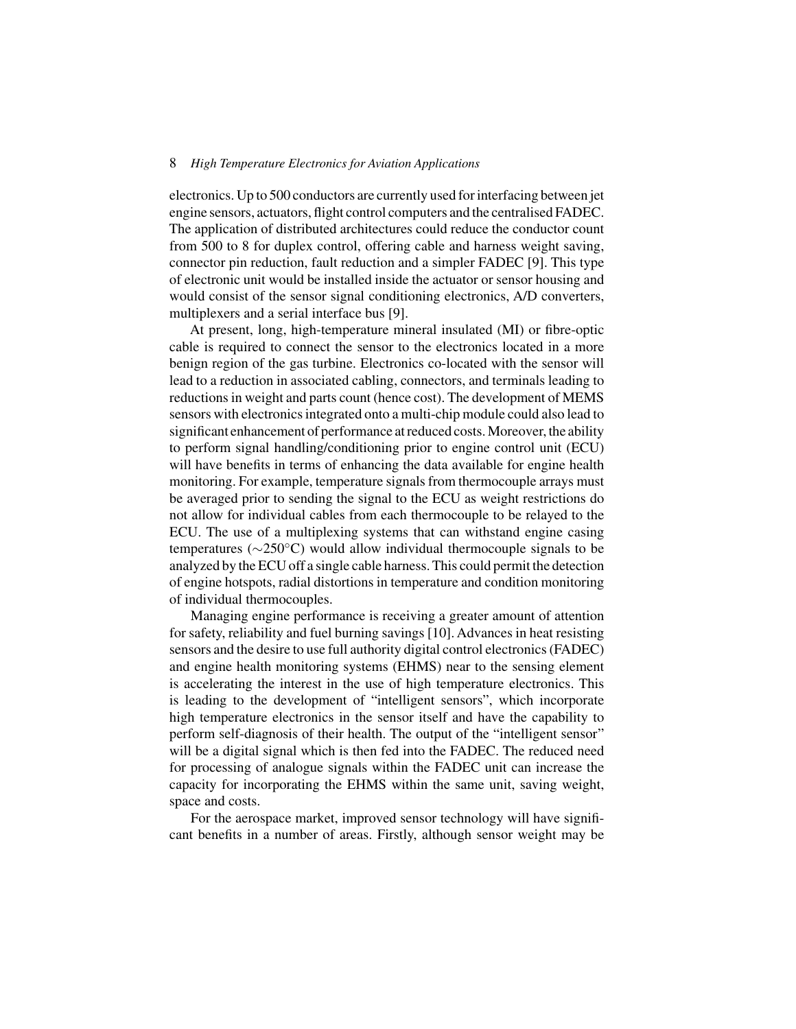electronics. Up to 500 conductors are currently used for interfacing between jet engine sensors, actuators, flight control computers and the centralised FADEC. The application of distributed architectures could reduce the conductor count from 500 to 8 for duplex control, offering cable and harness weight saving, connector pin reduction, fault reduction and a simpler FADEC [9]. This type of electronic unit would be installed inside the actuator or sensor housing and would consist of the sensor signal conditioning electronics, A/D converters, multiplexers and a serial interface bus [9].

At present, long, high-temperature mineral insulated (MI) or fibre-optic cable is required to connect the sensor to the electronics located in a more benign region of the gas turbine. Electronics co-located with the sensor will lead to a reduction in associated cabling, connectors, and terminals leading to reductions in weight and parts count (hence cost). The development of MEMS sensors with electronics integrated onto a multi-chip module could also lead to significant enhancement of performance at reduced costs. Moreover, the ability to perform signal handling/conditioning prior to engine control unit (ECU) will have benefits in terms of enhancing the data available for engine health monitoring. For example, temperature signals from thermocouple arrays must be averaged prior to sending the signal to the ECU as weight restrictions do not allow for individual cables from each thermocouple to be relayed to the ECU. The use of a multiplexing systems that can withstand engine casing temperatures ($\sim$250°C) would allow individual thermocouple signals to be analyzed by the ECU off a single cable harness. This could permit the detection of engine hotspots, radial distortions in temperature and condition monitoring of individual thermocouples.

Managing engine performance is receiving a greater amount of attention for safety, reliability and fuel burning savings [10]. Advances in heat resisting sensors and the desire to use full authority digital control electronics (FADEC) and engine health monitoring systems (EHMS) near to the sensing element is accelerating the interest in the use of high temperature electronics. This is leading to the development of "intelligent sensors", which incorporate high temperature electronics in the sensor itself and have the capability to perform self-diagnosis of their health. The output of the "intelligent sensor" will be a digital signal which is then fed into the FADEC. The reduced need for processing of analogue signals within the FADEC unit can increase the capacity for incorporating the EHMS within the same unit, saving weight, space and costs.

For the aerospace market, improved sensor technology will have significant benefits in a number of areas. Firstly, although sensor weight may be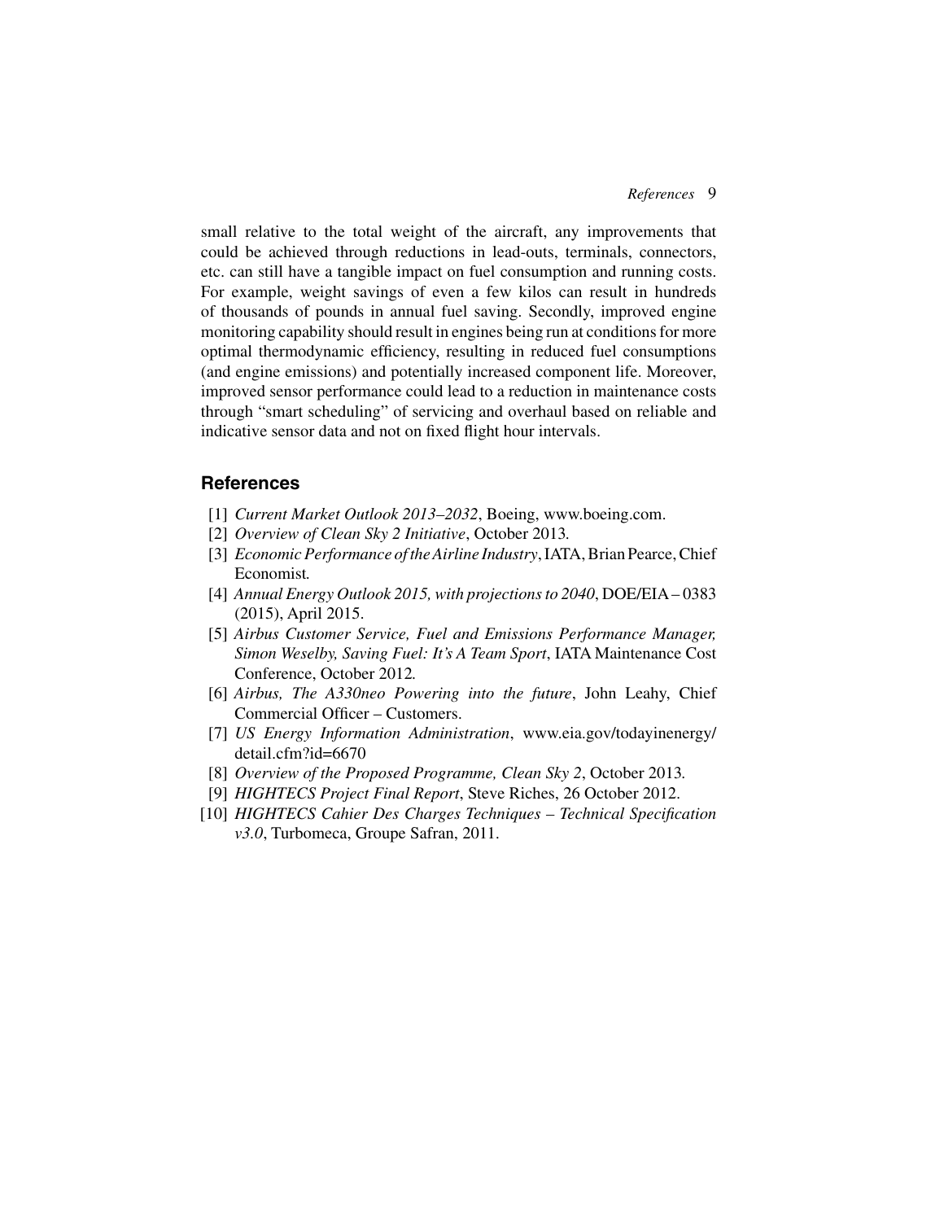small relative to the total weight of the aircraft, any improvements that could be achieved through reductions in lead-outs, terminals, connectors, etc. can still have a tangible impact on fuel consumption and running costs. For example, weight savings of even a few kilos can result in hundreds of thousands of pounds in annual fuel saving. Secondly, improved engine monitoring capability should result in engines being run at conditions for more optimal thermodynamic efficiency, resulting in reduced fuel consumptions (and engine emissions) and potentially increased component life. Moreover, improved sensor performance could lead to a reduction in maintenance costs through "smart scheduling" of servicing and overhaul based on reliable and indicative sensor data and not on fixed flight hour intervals.

## References

[1] *Current Market Outlook 2013–2032*, Boeing, www.boeing.com.

[2] *Overview of Clean Sky 2 Initiative*, October 2013.

[3] *Economic Performance of the Airline Industry*, IATA, Brian Pearce, Chief Economist.

[4] *Annual Energy Outlook 2015, with projections to 2040*, DOE/EIA – 0383 (2015), April 2015.

[5] *Airbus Customer Service, Fuel and Emissions Performance Manager, Simon Weselby, Saving Fuel: It's A Team Sport*, IATA Maintenance Cost Conference, October 2012.

[6] *Airbus, The A330neo Powering into the future*, John Leahy, Chief Commercial Officer – Customers.

[7] *US Energy Information Administration*, www.eia.gov/todayinenergy/detail.cfm?id=6670

[8] *Overview of the Proposed Programme, Clean Sky 2*, October 2013.

[9] *HIGHTECS Project Final Report*, Steve Riches, 26 October 2012.

[10] *HIGHTECS Cahier Des Charges Techniques – Technical Specification v3.0*, Turbomeca, Groupe Safran, 2011.